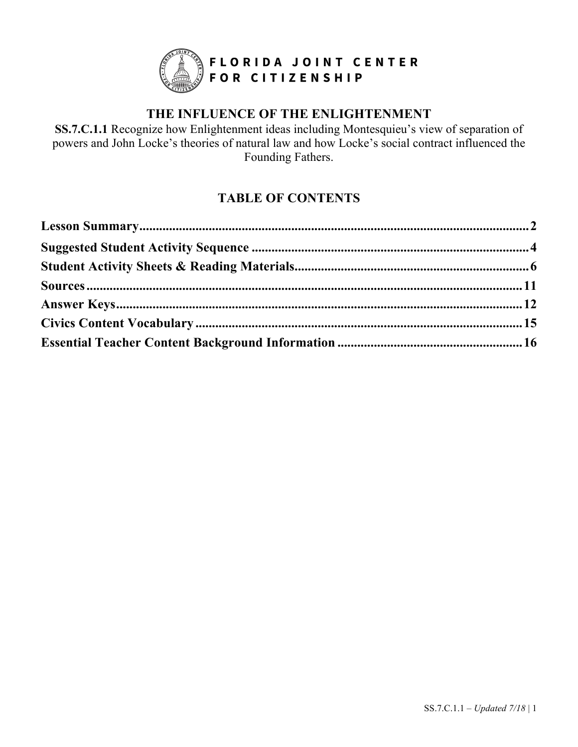**FLORIDA JOINT CENTER FOR CITIZENSHIP**

# THE INFLUENCE OF THE ENLIGHTENMENT

**SS.7.C.1.1** Recognize how Enlightenment ideas including Montesquieu's view of separation of powers and John Locke's theories of natural law and how Locke's social contract influenced the Founding Fathers.

## TABLE OF CONTENTS

**Lesson Summary** .......... 2
**Suggested Student Activity Sequence** .......... 4
**Student Activity Sheets & Reading Materials** .......... 6
**Sources** .......... 11
**Answer Keys** .......... 12
**Civics Content Vocabulary** .......... 15
**Essential Teacher Content Background Information** .......... 16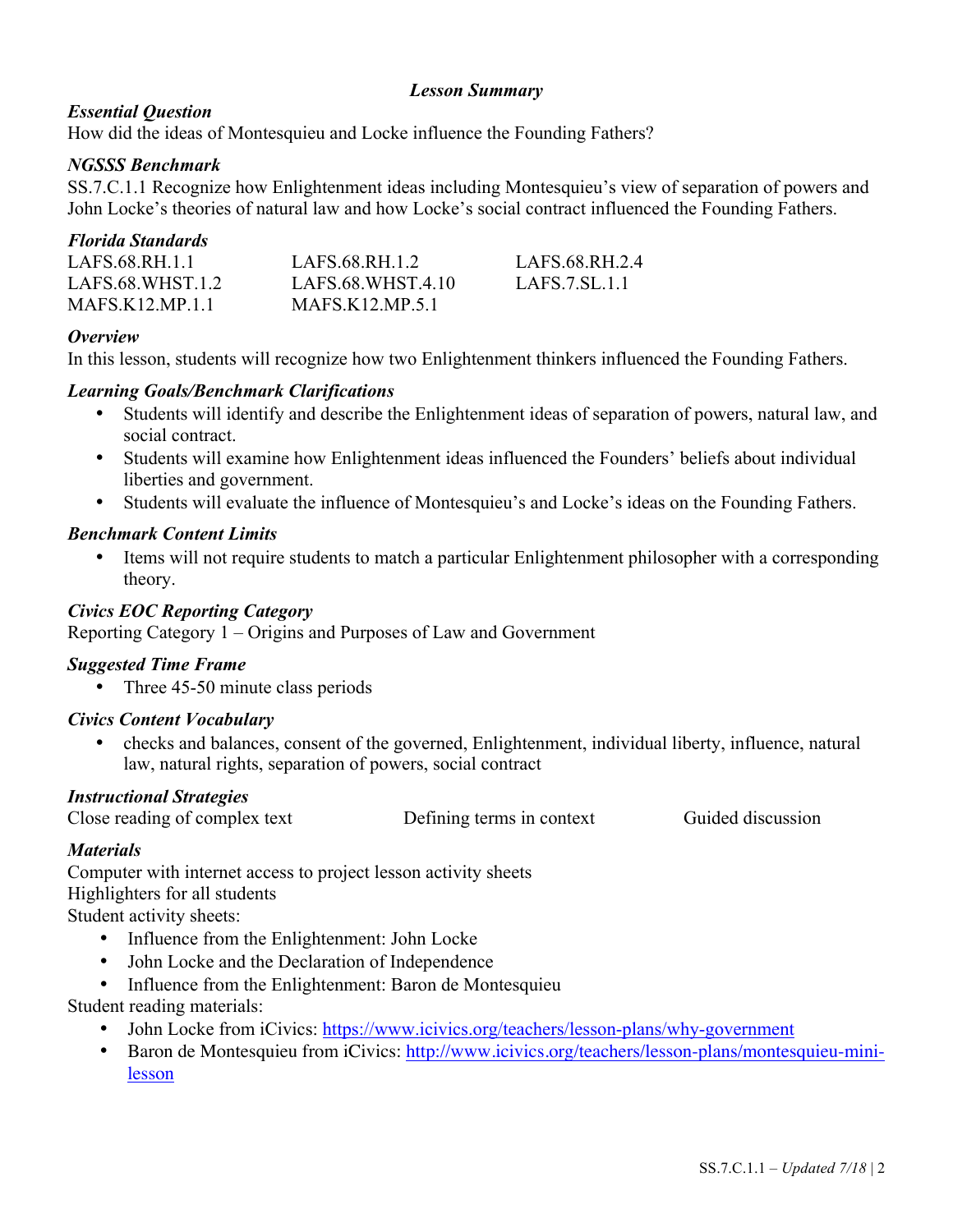## *Lesson Summary*

***Essential Question***

How did the ideas of Montesquieu and Locke influence the Founding Fathers?

***NGSSS Benchmark***

SS.7.C.1.1 Recognize how Enlightenment ideas including Montesquieu's view of separation of powers and John Locke's theories of natural law and how Locke's social contract influenced the Founding Fathers.

***Florida Standards***

| | | |
|---|---|---|
| LAFS.68.RH.1.1 | LAFS.68.RH.1.2 | LAFS.68.RH.2.4 |
| LAFS.68.WHST.1.2 | LAFS.68.WHST.4.10 | LAFS.7.SL.1.1 |
| MAFS.K12.MP.1.1 | MAFS.K12.MP.5.1 | |

***Overview***

In this lesson, students will recognize how two Enlightenment thinkers influenced the Founding Fathers.

***Learning Goals/Benchmark Clarifications***

- Students will identify and describe the Enlightenment ideas of separation of powers, natural law, and social contract.
- Students will examine how Enlightenment ideas influenced the Founders' beliefs about individual liberties and government.
- Students will evaluate the influence of Montesquieu's and Locke's ideas on the Founding Fathers.

***Benchmark Content Limits***

- Items will not require students to match a particular Enlightenment philosopher with a corresponding theory.

***Civics EOC Reporting Category***

Reporting Category 1 – Origins and Purposes of Law and Government

***Suggested Time Frame***

- Three 45-50 minute class periods

***Civics Content Vocabulary***

- checks and balances, consent of the governed, Enlightenment, individual liberty, influence, natural law, natural rights, separation of powers, social contract

***Instructional Strategies***

Close reading of complex text    Defining terms in context    Guided discussion

***Materials***

Computer with internet access to project lesson activity sheets
Highlighters for all students
Student activity sheets:

- Influence from the Enlightenment: John Locke
- John Locke and the Declaration of Independence
- Influence from the Enlightenment: Baron de Montesquieu

Student reading materials:

- John Locke from iCivics: https://www.icivics.org/teachers/lesson-plans/why-government
- Baron de Montesquieu from iCivics: http://www.icivics.org/teachers/lesson-plans/montesquieu-mini-lesson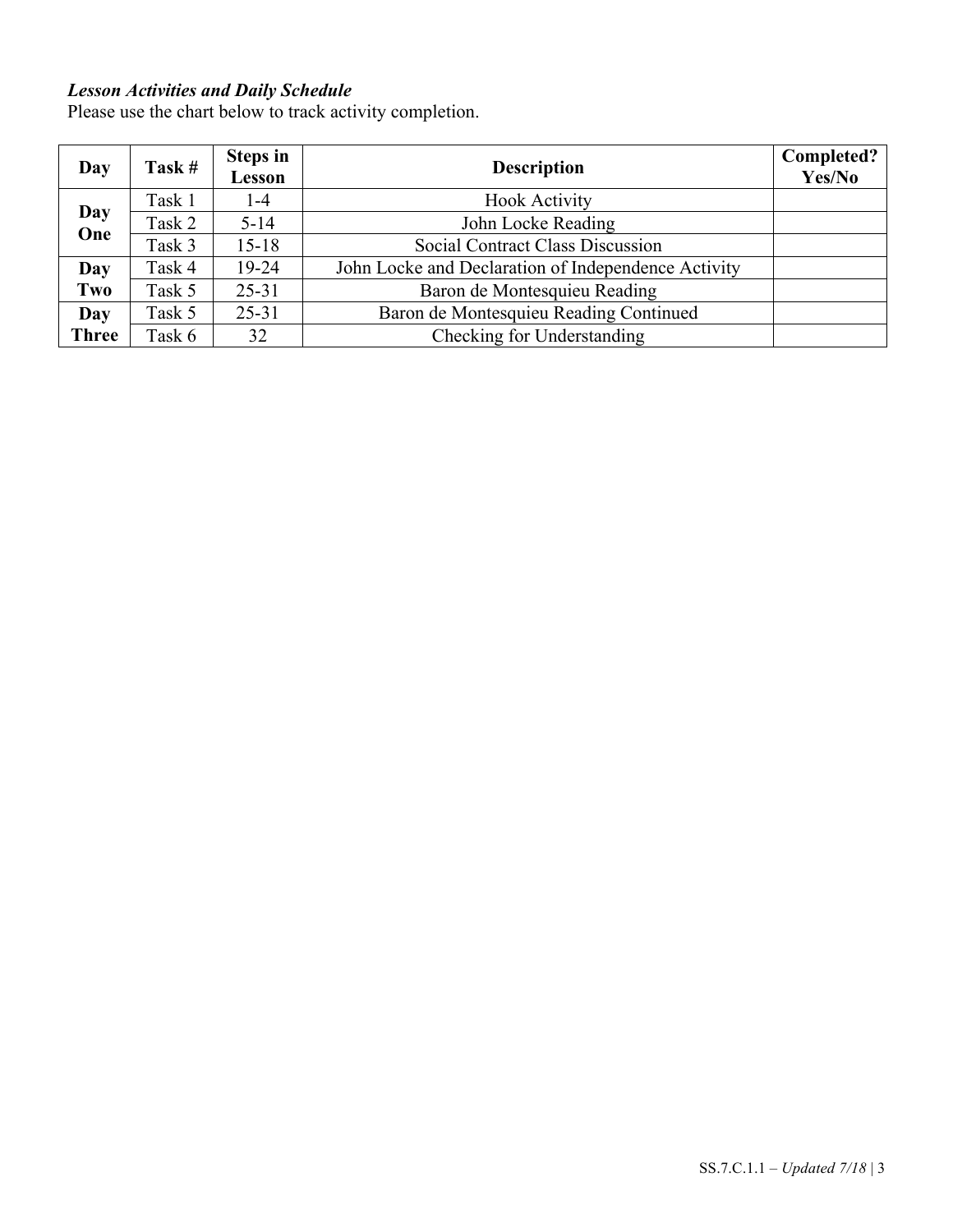***Lesson Activities and Daily Schedule***

Please use the chart below to track activity completion.

| Day | Task # | Steps in Lesson | Description | Completed? Yes/No |
|---|---|---|---|---|
| **Day One** | Task 1 | 1-4 | Hook Activity | |
| | Task 2 | 5-14 | John Locke Reading | |
| | Task 3 | 15-18 | Social Contract Class Discussion | |
| **Day Two** | Task 4 | 19-24 | John Locke and Declaration of Independence Activity | |
| | Task 5 | 25-31 | Baron de Montesquieu Reading | |
| **Day Three** | Task 5 | 25-31 | Baron de Montesquieu Reading Continued | |
| | Task 6 | 32 | Checking for Understanding | |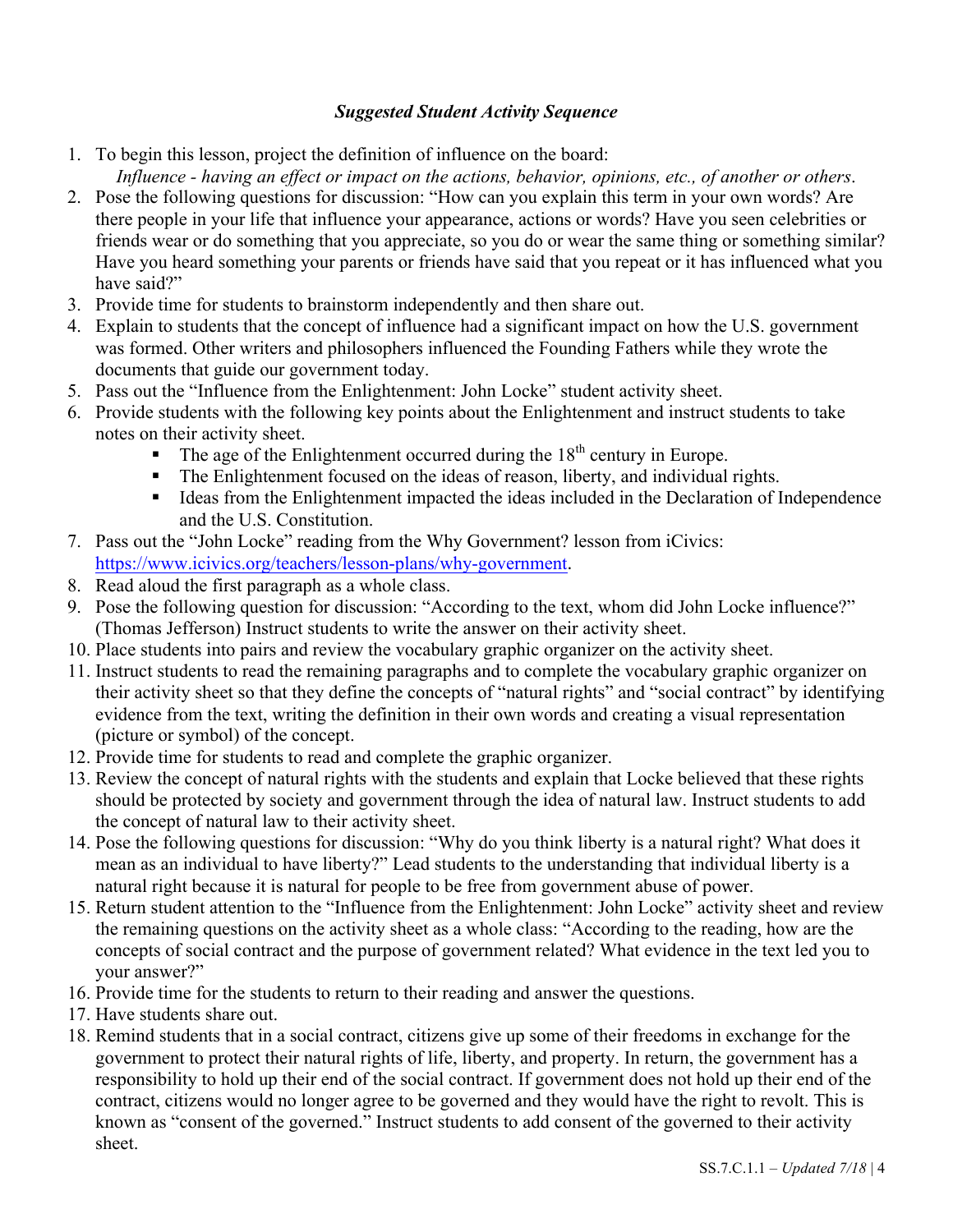### *Suggested Student Activity Sequence*

1. To begin this lesson, project the definition of influence on the board:
   *Influence - having an effect or impact on the actions, behavior, opinions, etc., of another or others*.
2. Pose the following questions for discussion: "How can you explain this term in your own words? Are there people in your life that influence your appearance, actions or words? Have you seen celebrities or friends wear or do something that you appreciate, so you do or wear the same thing or something similar? Have you heard something your parents or friends have said that you repeat or it has influenced what you have said?"
3. Provide time for students to brainstorm independently and then share out.
4. Explain to students that the concept of influence had a significant impact on how the U.S. government was formed. Other writers and philosophers influenced the Founding Fathers while they wrote the documents that guide our government today.
5. Pass out the "Influence from the Enlightenment: John Locke" student activity sheet.
6. Provide students with the following key points about the Enlightenment and instruct students to take notes on their activity sheet.
   - The age of the Enlightenment occurred during the 18th century in Europe.
   - The Enlightenment focused on the ideas of reason, liberty, and individual rights.
   - Ideas from the Enlightenment impacted the ideas included in the Declaration of Independence and the U.S. Constitution.
7. Pass out the "John Locke" reading from the Why Government? lesson from iCivics: https://www.icivics.org/teachers/lesson-plans/why-government.
8. Read aloud the first paragraph as a whole class.
9. Pose the following question for discussion: "According to the text, whom did John Locke influence?" (Thomas Jefferson) Instruct students to write the answer on their activity sheet.
10. Place students into pairs and review the vocabulary graphic organizer on the activity sheet.
11. Instruct students to read the remaining paragraphs and to complete the vocabulary graphic organizer on their activity sheet so that they define the concepts of "natural rights" and "social contract" by identifying evidence from the text, writing the definition in their own words and creating a visual representation (picture or symbol) of the concept.
12. Provide time for students to read and complete the graphic organizer.
13. Review the concept of natural rights with the students and explain that Locke believed that these rights should be protected by society and government through the idea of natural law. Instruct students to add the concept of natural law to their activity sheet.
14. Pose the following questions for discussion: "Why do you think liberty is a natural right? What does it mean as an individual to have liberty?" Lead students to the understanding that individual liberty is a natural right because it is natural for people to be free from government abuse of power.
15. Return student attention to the "Influence from the Enlightenment: John Locke" activity sheet and review the remaining questions on the activity sheet as a whole class: "According to the reading, how are the concepts of social contract and the purpose of government related? What evidence in the text led you to your answer?"
16. Provide time for the students to return to their reading and answer the questions.
17. Have students share out.
18. Remind students that in a social contract, citizens give up some of their freedoms in exchange for the government to protect their natural rights of life, liberty, and property. In return, the government has a responsibility to hold up their end of the social contract. If government does not hold up their end of the contract, citizens would no longer agree to be governed and they would have the right to revolt. This is known as "consent of the governed." Instruct students to add consent of the governed to their activity sheet.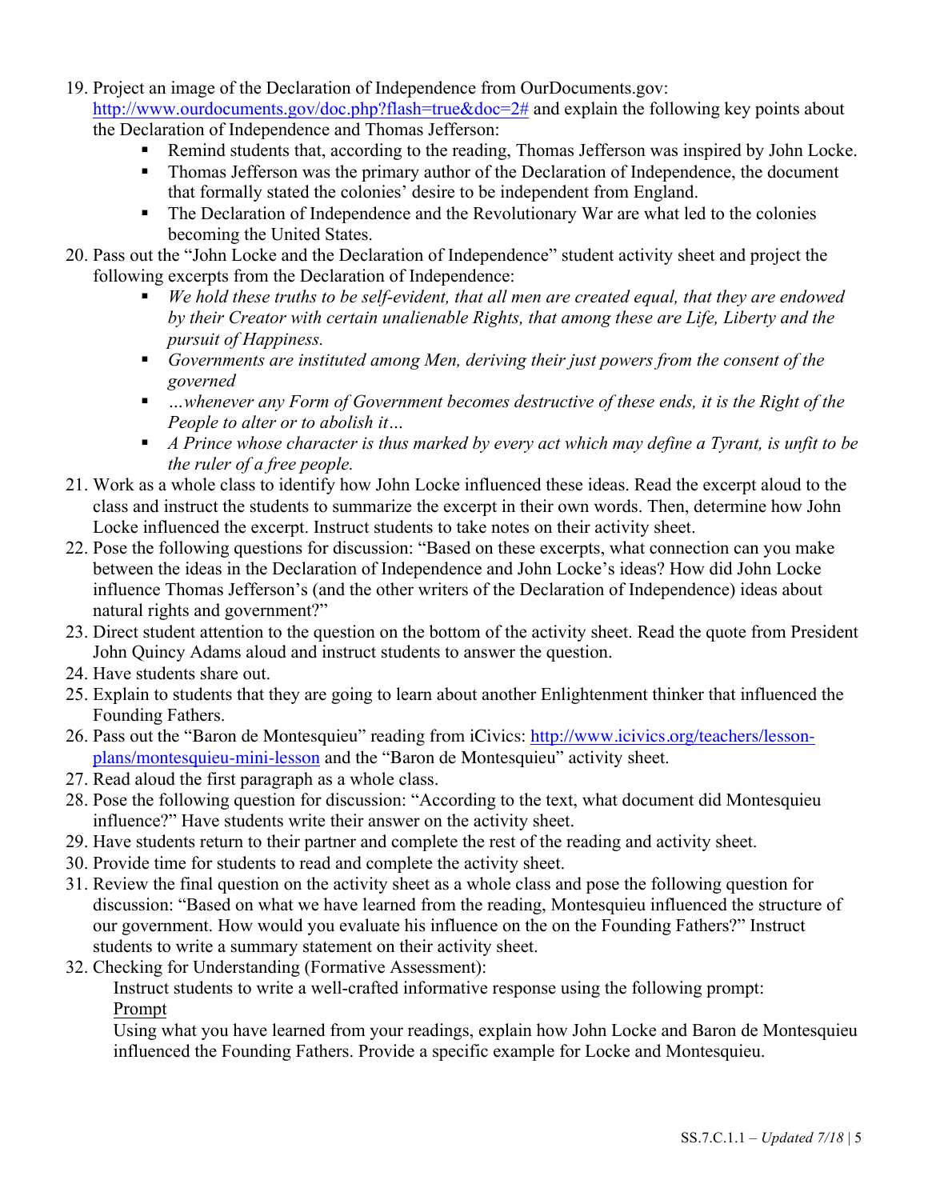19. Project an image of the Declaration of Independence from OurDocuments.gov: [http://www.ourdocuments.gov/doc.php?flash=true&doc=2#](http://www.ourdocuments.gov/doc.php?flash=true&doc=2#) and explain the following key points about the Declaration of Independence and Thomas Jefferson:
    - Remind students that, according to the reading, Thomas Jefferson was inspired by John Locke.
    - Thomas Jefferson was the primary author of the Declaration of Independence, the document that formally stated the colonies' desire to be independent from England.
    - The Declaration of Independence and the Revolutionary War are what led to the colonies becoming the United States.
20. Pass out the "John Locke and the Declaration of Independence" student activity sheet and project the following excerpts from the Declaration of Independence:
    - *We hold these truths to be self-evident, that all men are created equal, that they are endowed by their Creator with certain unalienable Rights, that among these are Life, Liberty and the pursuit of Happiness.*
    - *Governments are instituted among Men, deriving their just powers from the consent of the governed*
    - *…whenever any Form of Government becomes destructive of these ends, it is the Right of the People to alter or to abolish it…*
    - *A Prince whose character is thus marked by every act which may define a Tyrant, is unfit to be the ruler of a free people.*
21. Work as a whole class to identify how John Locke influenced these ideas. Read the excerpt aloud to the class and instruct the students to summarize the excerpt in their own words. Then, determine how John Locke influenced the excerpt. Instruct students to take notes on their activity sheet.
22. Pose the following questions for discussion: "Based on these excerpts, what connection can you make between the ideas in the Declaration of Independence and John Locke's ideas? How did John Locke influence Thomas Jefferson's (and the other writers of the Declaration of Independence) ideas about natural rights and government?"
23. Direct student attention to the question on the bottom of the activity sheet. Read the quote from President John Quincy Adams aloud and instruct students to answer the question.
24. Have students share out.
25. Explain to students that they are going to learn about another Enlightenment thinker that influenced the Founding Fathers.
26. Pass out the "Baron de Montesquieu" reading from iCivics: [http://www.icivics.org/teachers/lesson-plans/montesquieu-mini-lesson](http://www.icivics.org/teachers/lesson-plans/montesquieu-mini-lesson) and the "Baron de Montesquieu" activity sheet.
27. Read aloud the first paragraph as a whole class.
28. Pose the following question for discussion: "According to the text, what document did Montesquieu influence?" Have students write their answer on the activity sheet.
29. Have students return to their partner and complete the rest of the reading and activity sheet.
30. Provide time for students to read and complete the activity sheet.
31. Review the final question on the activity sheet as a whole class and pose the following question for discussion: "Based on what we have learned from the reading, Montesquieu influenced the structure of our government. How would you evaluate his influence on the on the Founding Fathers?" Instruct students to write a summary statement on their activity sheet.
32. Checking for Understanding (Formative Assessment):

    Instruct students to write a well-crafted informative response using the following prompt:

    Prompt

    Using what you have learned from your readings, explain how John Locke and Baron de Montesquieu influenced the Founding Fathers. Provide a specific example for Locke and Montesquieu.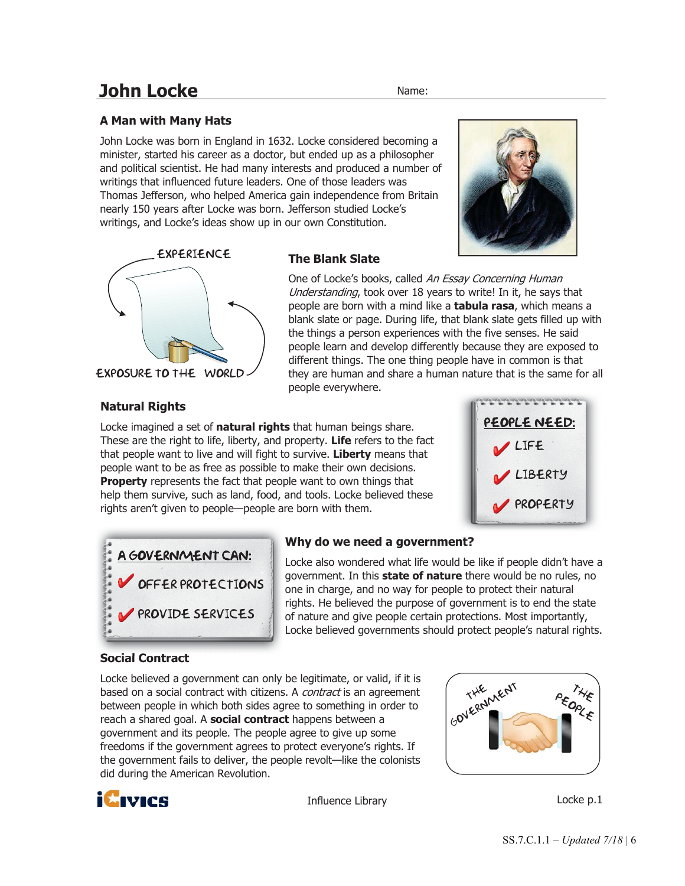# John Locke

Name:

### A Man with Many Hats

John Locke was born in England in 1632. Locke considered becoming a minister, started his career as a doctor, but ended up as a philosopher and political scientist. He had many interests and produced a number of writings that influenced future leaders. One of those leaders was Thomas Jefferson, who helped America gain independence from Britain nearly 150 years after Locke was born. Jefferson studied Locke's writings, and Locke's ideas show up in our own Constitution.

EXPERIENCE

EXPOSURE TO THE WORLD

### The Blank Slate

One of Locke's books, called *An Essay Concerning Human Understanding*, took over 18 years to write! In it, he says that people are born with a mind like a **tabula rasa**, which means a blank slate or page. During life, that blank slate gets filled up with the things a person experiences with the five senses. He said people learn and develop differently because they are exposed to different things. The one thing people have in common is that they are human and share a human nature that is the same for all people everywhere.

### Natural Rights

Locke imagined a set of **natural rights** that human beings share. These are the right to life, liberty, and property. **Life** refers to the fact that people want to live and will fight to survive. **Liberty** means that people want to be as free as possible to make their own decisions. **Property** represents the fact that people want to own things that help them survive, such as land, food, and tools. Locke believed these rights aren't given to people—people are born with them.

PEOPLE NEED:
- ✔ LIFE
- ✔ LIBERTY
- ✔ PROPERTY

### Why do we need a government?

A GOVERNMENT CAN:
- ✔ OFFER PROTECTIONS
- ✔ PROVIDE SERVICES

Locke also wondered what life would be like if people didn't have a government. In this **state of nature** there would be no rules, no one in charge, and no way for people to protect their natural rights. He believed the purpose of government is to end the state of nature and give people certain protections. Most importantly, Locke believed governments should protect people's natural rights.

### Social Contract

Locke believed a government can only be legitimate, or valid, if it is based on a social contract with citizens. A *contract* is an agreement between people in which both sides agree to something in order to reach a shared goal. A **social contract** happens between a government and its people. The people agree to give up some freedoms if the government agrees to protect everyone's rights. If the government fails to deliver, the people revolt—like the colonists did during the American Revolution.

THE GOVERNMENT — THE PEOPLE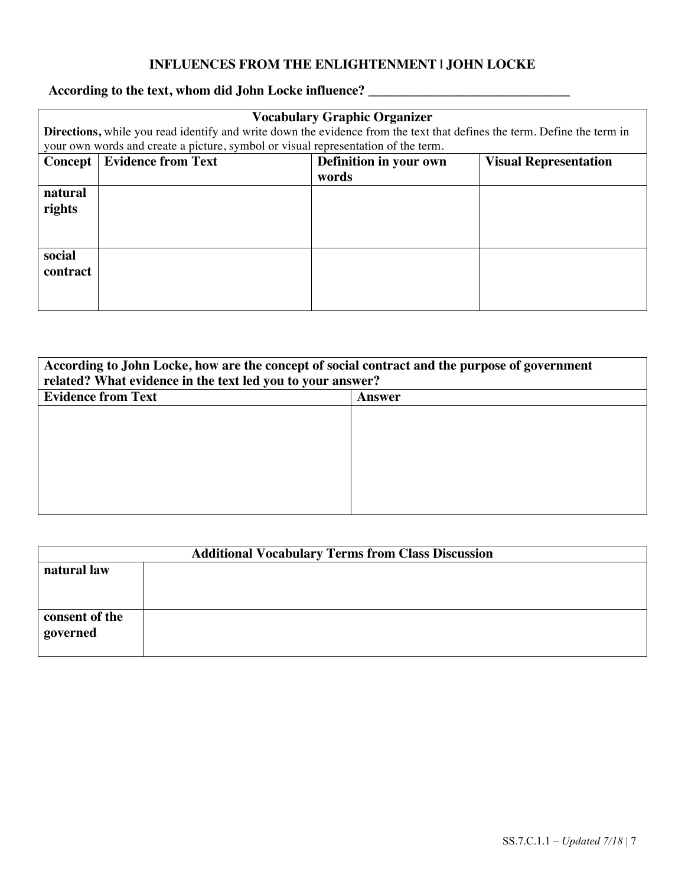## INFLUENCES FROM THE ENLIGHTENMENT | JOHN LOCKE

**According to the text, whom did John Locke influence? ______________________________**

| **Vocabulary Graphic Organizer** | | | |
|---|---|---|---|
| **Directions,** while you read identify and write down the evidence from the text that defines the term. Define the term in your own words and create a picture, symbol or visual representation of the term. | | | |
| **Concept** | **Evidence from Text** | **Definition in your own words** | **Visual Representation** |
| **natural rights** | | | |
| **social contract** | | | |

| **According to John Locke, how are the concept of social contract and the purpose of government related? What evidence in the text led you to your answer?** | |
|---|---|
| **Evidence from Text** | **Answer** |
| | |

| **Additional Vocabulary Terms from Class Discussion** | |
|---|---|
| **natural law** | |
| **consent of the governed** | |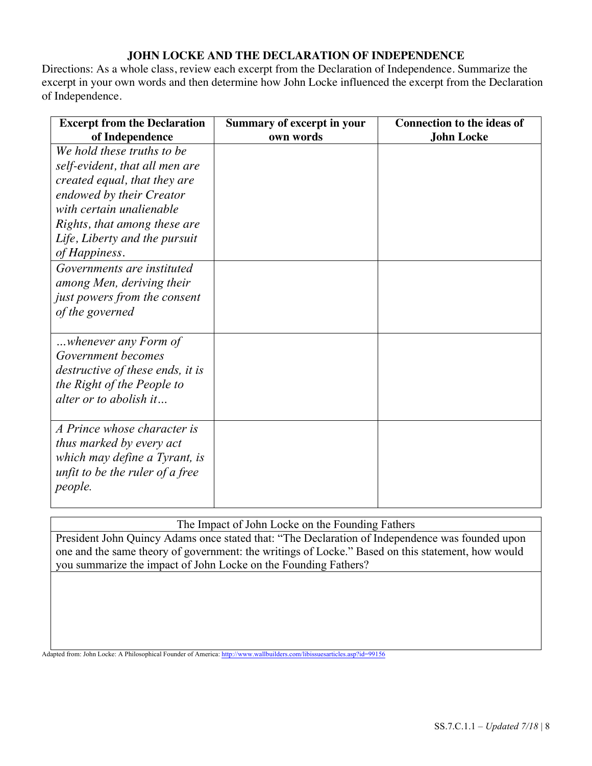## JOHN LOCKE AND THE DECLARATION OF INDEPENDENCE

Directions: As a whole class, review each excerpt from the Declaration of Independence. Summarize the excerpt in your own words and then determine how John Locke influenced the excerpt from the Declaration of Independence.

| Excerpt from the Declaration of Independence | Summary of excerpt in your own words | Connection to the ideas of John Locke |
|---|---|---|
| *We hold these truths to be self-evident, that all men are created equal, that they are endowed by their Creator with certain unalienable Rights, that among these are Life, Liberty and the pursuit of Happiness.* | | |
| *Governments are instituted among Men, deriving their just powers from the consent of the governed* | | |
| *…whenever any Form of Government becomes destructive of these ends, it is the Right of the People to alter or to abolish it…* | | |
| *A Prince whose character is thus marked by every act which may define a Tyrant, is unfit to be the ruler of a free people.* | | |

| The Impact of John Locke on the Founding Fathers |
|---|
| President John Quincy Adams once stated that: "The Declaration of Independence was founded upon one and the same theory of government: the writings of Locke." Based on this statement, how would you summarize the impact of John Locke on the Founding Fathers? |
| |

Adapted from: John Locke: A Philosophical Founder of America: http://www.wallbuilders.com/libissuesarticles.asp?id=99156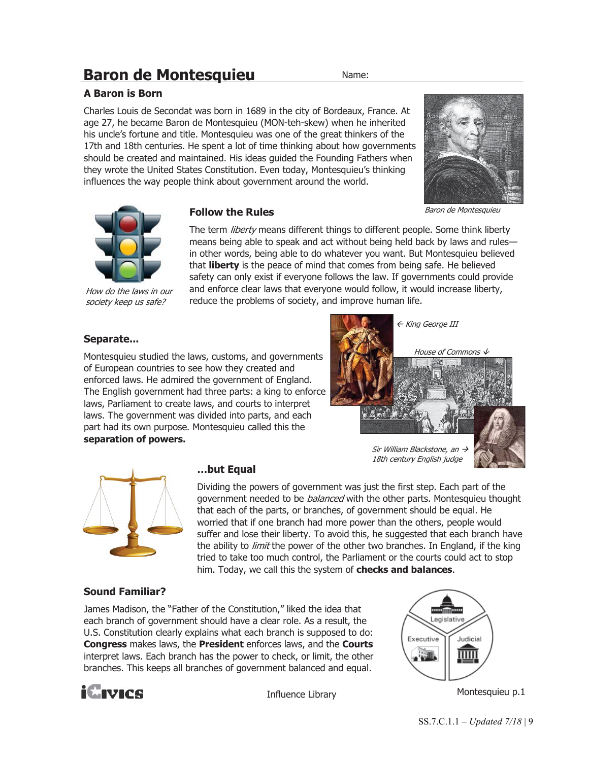# Baron de Montesquieu

Name:

### A Baron is Born

Charles Louis de Secondat was born in 1689 in the city of Bordeaux, France. At age 27, he became Baron de Montesquieu (MON-teh-skew) when he inherited his uncle's fortune and title. Montesquieu was one of the great thinkers of the 17th and 18th centuries. He spent a lot of time thinking about how governments should be created and maintained. His ideas guided the Founding Fathers when they wrote the United States Constitution. Even today, Montesquieu's thinking influences the way people think about government around the world.

*Baron de Montesquieu*

### Follow the Rules

The term *liberty* means different things to different people. Some think liberty means being able to speak and act without being held back by laws and rules—in other words, being able to do whatever you want. But Montesquieu believed that **liberty** is the peace of mind that comes from being safe. He believed safety can only exist if everyone follows the law. If governments could provide and enforce clear laws that everyone would follow, it would increase liberty, reduce the problems of society, and improve human life.

*How do the laws in our society keep us safe?*

### Separate...

Montesquieu studied the laws, customs, and governments of European countries to see how they created and enforced laws. He admired the government of England. The English government had three parts: a king to enforce laws, Parliament to create laws, and courts to interpret laws. The government was divided into parts, and each part had its own purpose. Montesquieu called this the **separation of powers.**

*← King George III*

*House of Commons ↓*

*Sir William Blackstone, an 18th century English judge →*

### ...but Equal

Dividing the powers of government was just the first step. Each part of the government needed to be *balanced* with the other parts. Montesquieu thought that each of the parts, or branches, of government should be equal. He worried that if one branch had more power than the others, people would suffer and lose their liberty. To avoid this, he suggested that each branch have the ability to *limit* the power of the other two branches. In England, if the king tried to take too much control, the Parliament or the courts could act to stop him. Today, we call this the system of **checks and balances**.

### Sound Familiar?

James Madison, the "Father of the Constitution," liked the idea that each branch of government should have a clear role. As a result, the U.S. Constitution clearly explains what each branch is supposed to do: **Congress** makes laws, the **President** enforces laws, and the **Courts** interpret laws. Each branch has the power to check, or limit, the other branches. This keeps all branches of government balanced and equal.

Legislative

Executive

Judicial

iCivics Influence Library Montesquieu p.1

SS.7.C.1.1 – *Updated 7/18*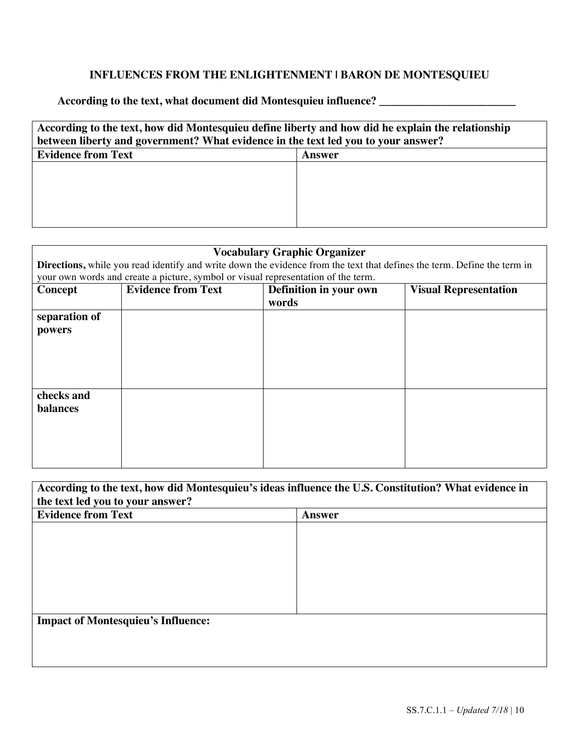## INFLUENCES FROM THE ENLIGHTENMENT | BARON DE MONTESQUIEU

**According to the text, what document did Montesquieu influence? \_\_\_\_\_\_\_\_\_\_\_\_\_\_\_\_\_\_\_\_\_\_\_\_\_\_**

| **According to the text, how did Montesquieu define liberty and how did he explain the relationship between liberty and government? What evidence in the text led you to your answer?** | |
|---|---|
| **Evidence from Text** | **Answer** |
| | |

| **Vocabulary Graphic Organizer** <br> **Directions,** while you read identify and write down the evidence from the text that defines the term. Define the term in your own words and create a picture, symbol or visual representation of the term. | | | |
|---|---|---|---|
| **Concept** | **Evidence from Text** | **Definition in your own words** | **Visual Representation** |
| **separation of powers** | | | |
| **checks and balances** | | | |

| **According to the text, how did Montesquieu's ideas influence the U.S. Constitution? What evidence in the text led you to your answer?** | |
|---|---|
| **Evidence from Text** | **Answer** |
| | |
| **Impact of Montesquieu's Influence:** | |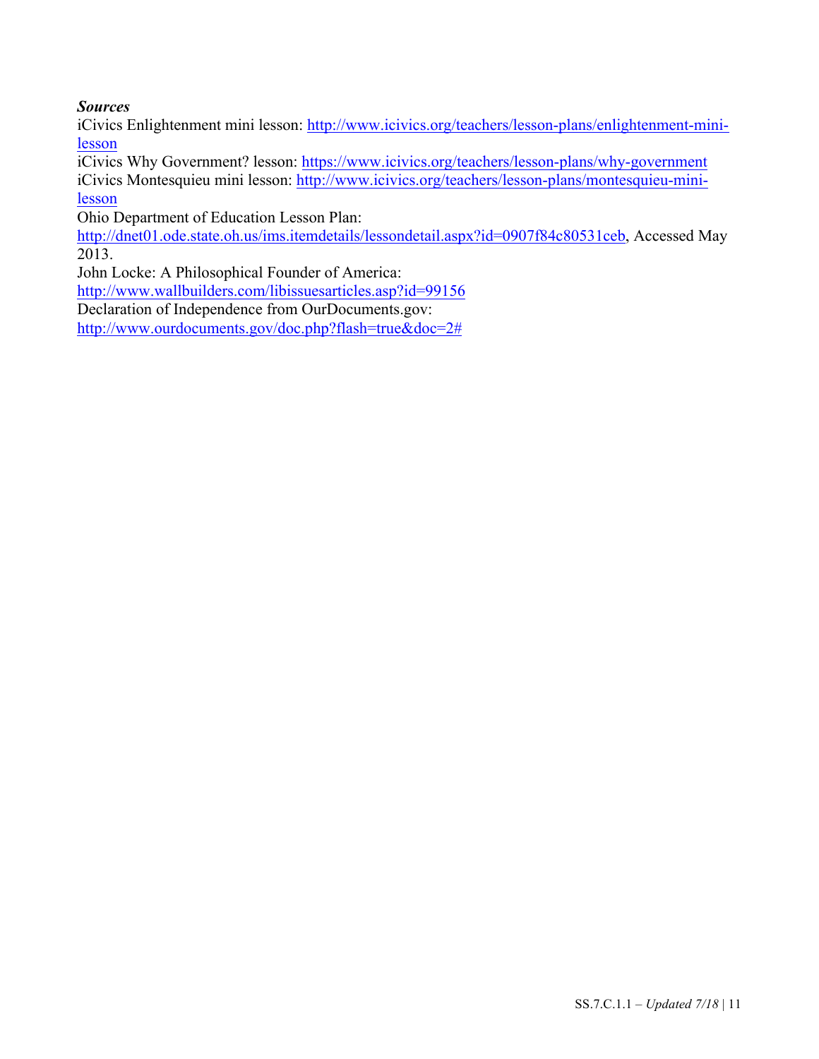***Sources***

iCivics Enlightenment mini lesson: http://www.icivics.org/teachers/lesson-plans/enlightenment-mini-lesson
iCivics Why Government? lesson: https://www.icivics.org/teachers/lesson-plans/why-government
iCivics Montesquieu mini lesson: http://www.icivics.org/teachers/lesson-plans/montesquieu-mini-lesson
Ohio Department of Education Lesson Plan:
http://dnet01.ode.state.oh.us/ims.itemdetails/lessondetail.aspx?id=0907f84c80531ceb, Accessed May 2013.
John Locke: A Philosophical Founder of America:
http://www.wallbuilders.com/libissuesarticles.asp?id=99156
Declaration of Independence from OurDocuments.gov:
http://www.ourdocuments.gov/doc.php?flash=true&doc=2#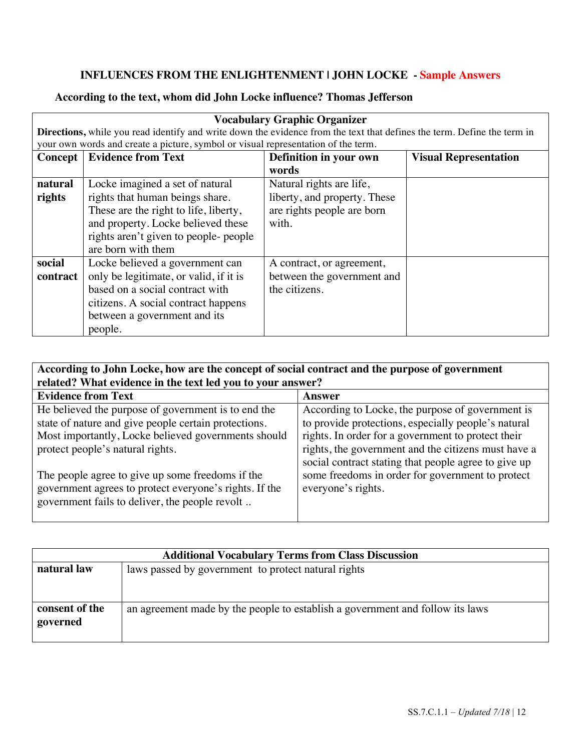### INFLUENCES FROM THE ENLIGHTENMENT | JOHN LOCKE - Sample Answers

**According to the text, whom did John Locke influence? Thomas Jefferson**

| **Vocabulary Graphic Organizer** | | | |
|---|---|---|---|
| **Directions,** while you read identify and write down the evidence from the text that defines the term. Define the term in your own words and create a picture, symbol or visual representation of the term. | | | |
| **Concept** | **Evidence from Text** | **Definition in your own words** | **Visual Representation** |
| **natural rights** | Locke imagined a set of natural rights that human beings share. These are the right to life, liberty, and property. Locke believed these rights aren't given to people- people are born with them | Natural rights are life, liberty, and property. These are rights people are born with. | |
| **social contract** | Locke believed a government can only be legitimate, or valid, if it is based on a social contract with citizens. A social contract happens between a government and its people. | A contract, or agreement, between the government and the citizens. | |

| **According to John Locke, how are the concept of social contract and the purpose of government related? What evidence in the text led you to your answer?** | |
|---|---|
| **Evidence from Text** | **Answer** |
| He believed the purpose of government is to end the state of nature and give people certain protections. Most importantly, Locke believed governments should protect people's natural rights.<br><br>The people agree to give up some freedoms if the government agrees to protect everyone's rights. If the government fails to deliver, the people revolt .. | According to Locke, the purpose of government is to provide protections, especially people's natural rights. In order for a government to protect their rights, the government and the citizens must have a social contract stating that people agree to give up some freedoms in order for government to protect everyone's rights. |

| **Additional Vocabulary Terms from Class Discussion** | |
|---|---|
| **natural law** | laws passed by government to protect natural rights |
| **consent of the governed** | an agreement made by the people to establish a government and follow its laws |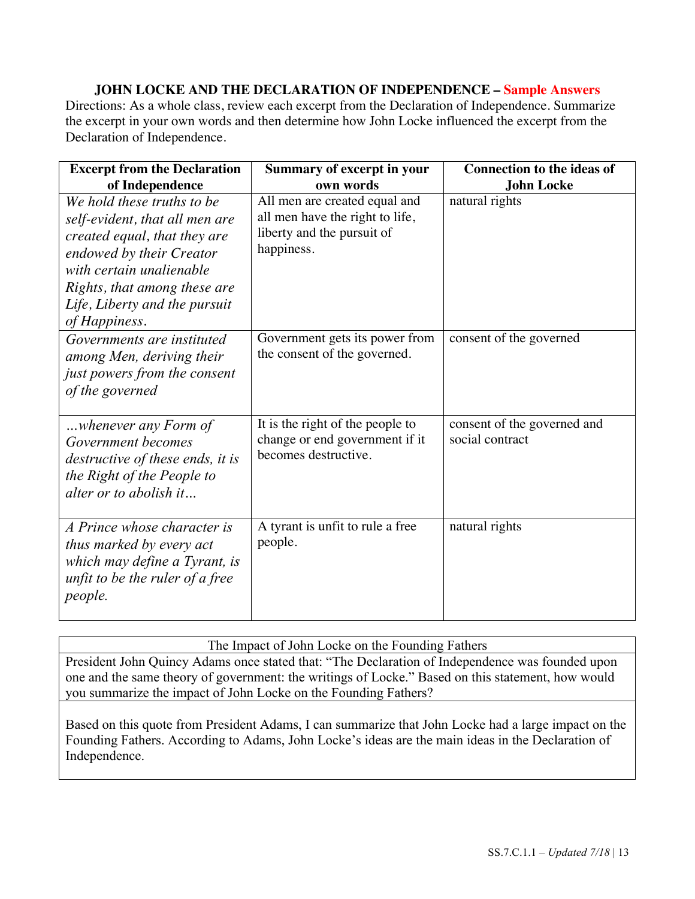**JOHN LOCKE AND THE DECLARATION OF INDEPENDENCE – Sample Answers**

Directions: As a whole class, review each excerpt from the Declaration of Independence. Summarize the excerpt in your own words and then determine how John Locke influenced the excerpt from the Declaration of Independence.

| Excerpt from the Declaration of Independence | Summary of excerpt in your own words | Connection to the ideas of John Locke |
|---|---|---|
| *We hold these truths to be self-evident, that all men are created equal, that they are endowed by their Creator with certain unalienable Rights, that among these are Life, Liberty and the pursuit of Happiness.* | All men are created equal and all men have the right to life, liberty and the pursuit of happiness. | natural rights |
| *Governments are instituted among Men, deriving their just powers from the consent of the governed* | Government gets its power from the consent of the governed. | consent of the governed |
| *…whenever any Form of Government becomes destructive of these ends, it is the Right of the People to alter or to abolish it…* | It is the right of the people to change or end government if it becomes destructive. | consent of the governed and social contract |
| *A Prince whose character is thus marked by every act which may define a Tyrant, is unfit to be the ruler of a free people.* | A tyrant is unfit to rule a free people. | natural rights |

| The Impact of John Locke on the Founding Fathers |
|---|
| President John Quincy Adams once stated that: "The Declaration of Independence was founded upon one and the same theory of government: the writings of Locke." Based on this statement, how would you summarize the impact of John Locke on the Founding Fathers? |
| Based on this quote from President Adams, I can summarize that John Locke had a large impact on the Founding Fathers. According to Adams, John Locke's ideas are the main ideas in the Declaration of Independence. |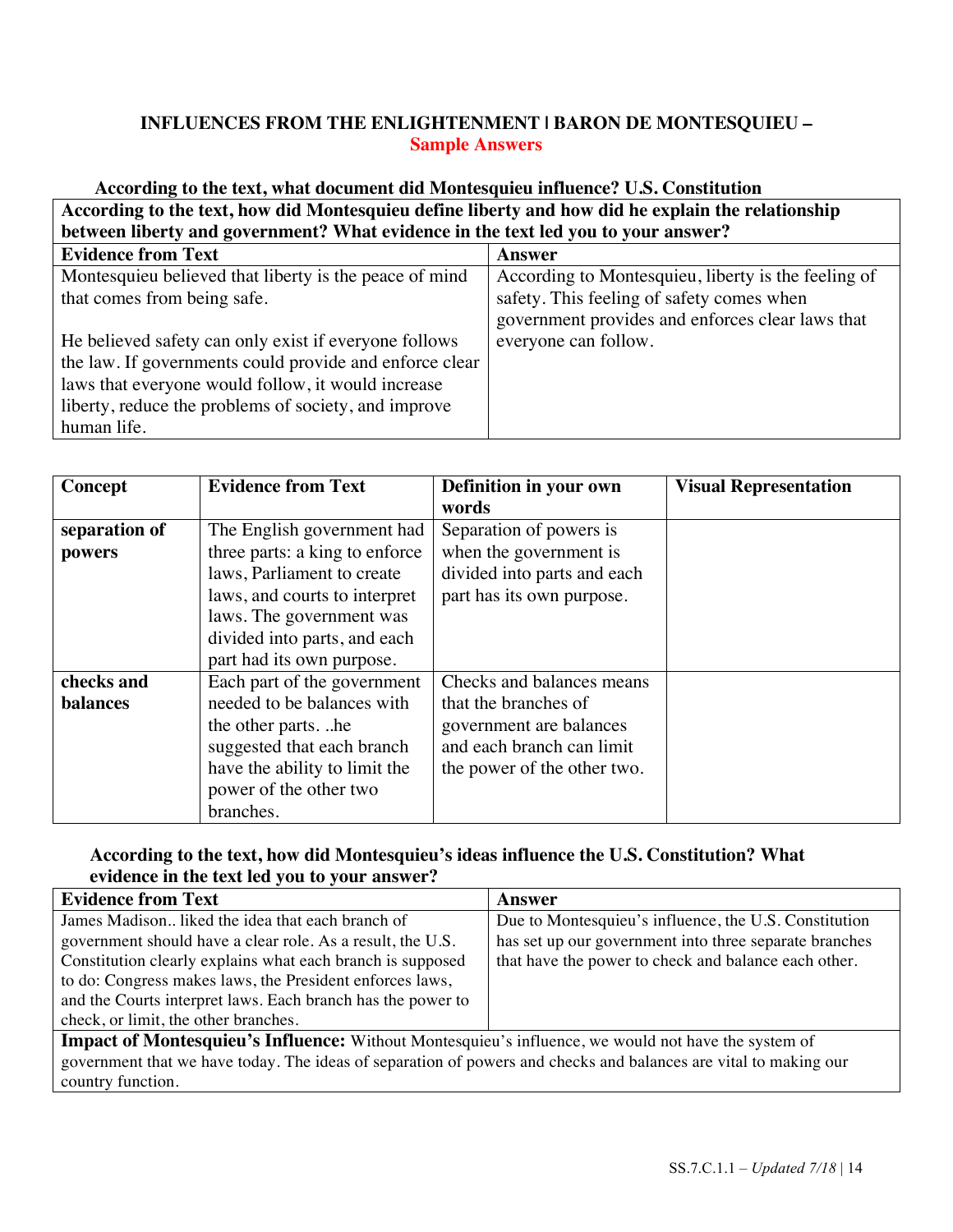# INFLUENCES FROM THE ENLIGHTENMENT | BARON DE MONTESQUIEU – Sample Answers

**According to the text, what document did Montesquieu influence? U.S. Constitution**

| **According to the text, how did Montesquieu define liberty and how did he explain the relationship between liberty and government? What evidence in the text led you to your answer?** | |
|---|---|
| **Evidence from Text** | **Answer** |
| Montesquieu believed that liberty is the peace of mind that comes from being safe.<br><br>He believed safety can only exist if everyone follows the law. If governments could provide and enforce clear laws that everyone would follow, it would increase liberty, reduce the problems of society, and improve human life. | According to Montesquieu, liberty is the feeling of safety. This feeling of safety comes when government provides and enforces clear laws that everyone can follow. |

| Concept | Evidence from Text | Definition in your own words | Visual Representation |
|---|---|---|---|
| **separation of powers** | The English government had three parts: a king to enforce laws, Parliament to create laws, and courts to interpret laws. The government was divided into parts, and each part had its own purpose. | Separation of powers is when the government is divided into parts and each part has its own purpose. | |
| **checks and balances** | Each part of the government needed to be balances with the other parts. ..he suggested that each branch have the ability to limit the power of the other two branches. | Checks and balances means that the branches of government are balances and each branch can limit the power of the other two. | |

**According to the text, how did Montesquieu's ideas influence the U.S. Constitution? What evidence in the text led you to your answer?**

| **Evidence from Text** | **Answer** |
|---|---|
| James Madison.. liked the idea that each branch of government should have a clear role. As a result, the U.S. Constitution clearly explains what each branch is supposed to do: Congress makes laws, the President enforces laws, and the Courts interpret laws. Each branch has the power to check, or limit, the other branches. | Due to Montesquieu's influence, the U.S. Constitution has set up our government into three separate branches that have the power to check and balance each other. |
| **Impact of Montesquieu's Influence:** Without Montesquieu's influence, we would not have the system of government that we have today. The ideas of separation of powers and checks and balances are vital to making our country function. | |

SS.7.C.1.1 – *Updated 7/18*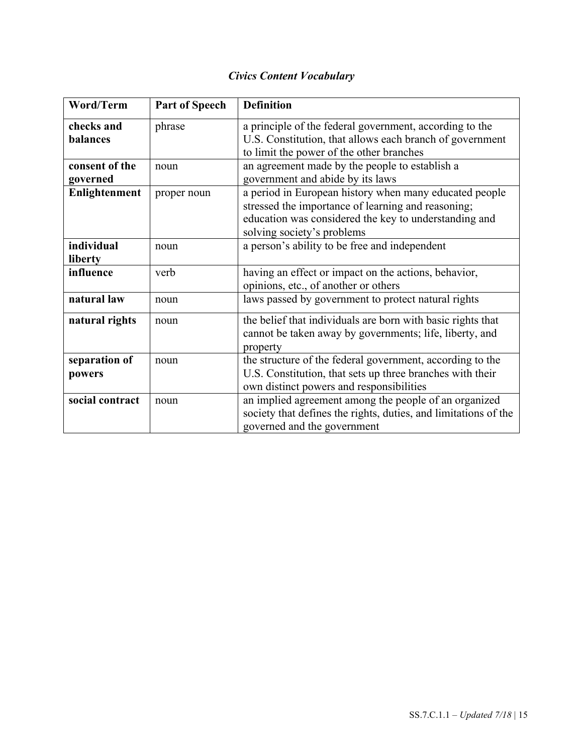***Civics Content Vocabulary***

| Word/Term | Part of Speech | Definition |
|---|---|---|
| **checks and balances** | phrase | a principle of the federal government, according to the U.S. Constitution, that allows each branch of government to limit the power of the other branches |
| **consent of the governed** | noun | an agreement made by the people to establish a government and abide by its laws |
| **Enlightenment** | proper noun | a period in European history when many educated people stressed the importance of learning and reasoning; education was considered the key to understanding and solving society's problems |
| **individual liberty** | noun | a person's ability to be free and independent |
| **influence** | verb | having an effect or impact on the actions, behavior, opinions, etc., of another or others |
| **natural law** | noun | laws passed by government to protect natural rights |
| **natural rights** | noun | the belief that individuals are born with basic rights that cannot be taken away by governments; life, liberty, and property |
| **separation of powers** | noun | the structure of the federal government, according to the U.S. Constitution, that sets up three branches with their own distinct powers and responsibilities |
| **social contract** | noun | an implied agreement among the people of an organized society that defines the rights, duties, and limitations of the governed and the government |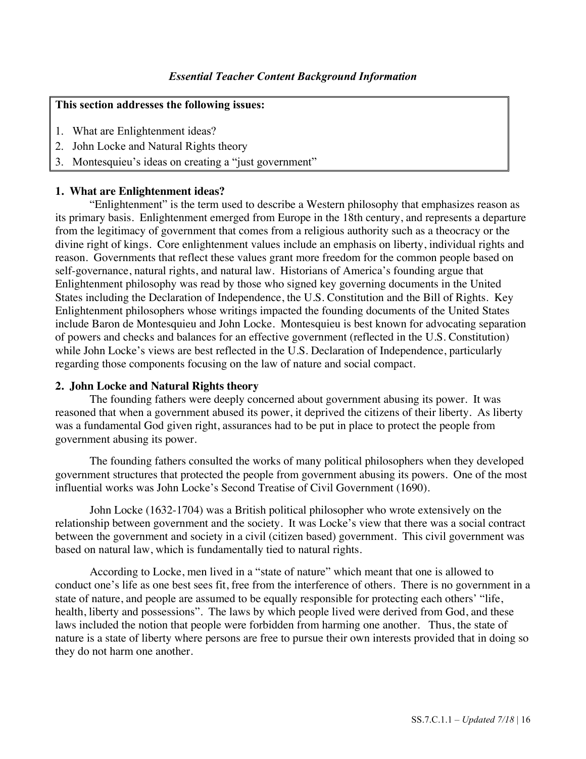### *Essential Teacher Content Background Information*

**This section addresses the following issues:**

1. What are Enlightenment ideas?
2. John Locke and Natural Rights theory
3. Montesquieu's ideas on creating a "just government"

**1. What are Enlightenment ideas?**

"Enlightenment" is the term used to describe a Western philosophy that emphasizes reason as its primary basis. Enlightenment emerged from Europe in the 18th century, and represents a departure from the legitimacy of government that comes from a religious authority such as a theocracy or the divine right of kings. Core enlightenment values include an emphasis on liberty, individual rights and reason. Governments that reflect these values grant more freedom for the common people based on self-governance, natural rights, and natural law. Historians of America's founding argue that Enlightenment philosophy was read by those who signed key governing documents in the United States including the Declaration of Independence, the U.S. Constitution and the Bill of Rights. Key Enlightenment philosophers whose writings impacted the founding documents of the United States include Baron de Montesquieu and John Locke. Montesquieu is best known for advocating separation of powers and checks and balances for an effective government (reflected in the U.S. Constitution) while John Locke's views are best reflected in the U.S. Declaration of Independence, particularly regarding those components focusing on the law of nature and social compact.

**2. John Locke and Natural Rights theory**

The founding fathers were deeply concerned about government abusing its power. It was reasoned that when a government abused its power, it deprived the citizens of their liberty. As liberty was a fundamental God given right, assurances had to be put in place to protect the people from government abusing its power.

The founding fathers consulted the works of many political philosophers when they developed government structures that protected the people from government abusing its powers. One of the most influential works was John Locke's Second Treatise of Civil Government (1690).

John Locke (1632-1704) was a British political philosopher who wrote extensively on the relationship between government and the society. It was Locke's view that there was a social contract between the government and society in a civil (citizen based) government. This civil government was based on natural law, which is fundamentally tied to natural rights.

According to Locke, men lived in a "state of nature" which meant that one is allowed to conduct one's life as one best sees fit, free from the interference of others. There is no government in a state of nature, and people are assumed to be equally responsible for protecting each others' "life, health, liberty and possessions". The laws by which people lived were derived from God, and these laws included the notion that people were forbidden from harming one another. Thus, the state of nature is a state of liberty where persons are free to pursue their own interests provided that in doing so they do not harm one another.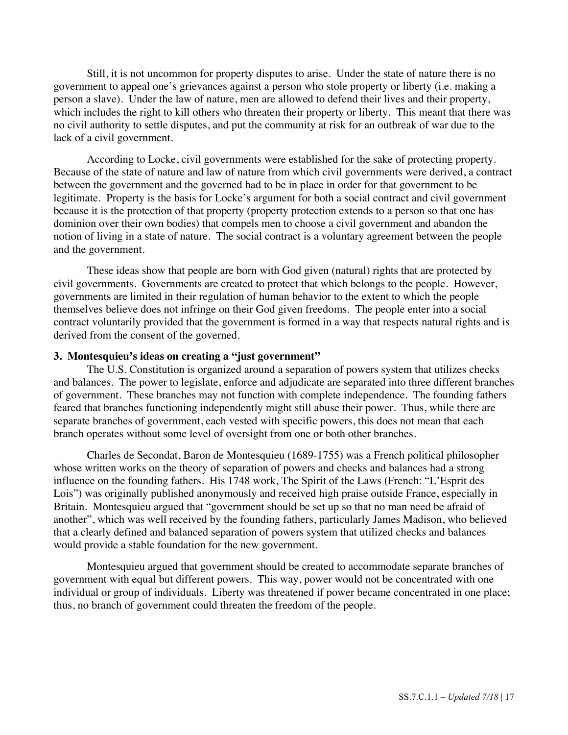Still, it is not uncommon for property disputes to arise. Under the state of nature there is no government to appeal one's grievances against a person who stole property or liberty (i.e. making a person a slave). Under the law of nature, men are allowed to defend their lives and their property, which includes the right to kill others who threaten their property or liberty. This meant that there was no civil authority to settle disputes, and put the community at risk for an outbreak of war due to the lack of a civil government.

According to Locke, civil governments were established for the sake of protecting property. Because of the state of nature and law of nature from which civil governments were derived, a contract between the government and the governed had to be in place in order for that government to be legitimate. Property is the basis for Locke's argument for both a social contract and civil government because it is the protection of that property (property protection extends to a person so that one has dominion over their own bodies) that compels men to choose a civil government and abandon the notion of living in a state of nature. The social contract is a voluntary agreement between the people and the government.

These ideas show that people are born with God given (natural) rights that are protected by civil governments. Governments are created to protect that which belongs to the people. However, governments are limited in their regulation of human behavior to the extent to which the people themselves believe does not infringe on their God given freedoms. The people enter into a social contract voluntarily provided that the government is formed in a way that respects natural rights and is derived from the consent of the governed.

**3. Montesquieu's ideas on creating a "just government"**

The U.S. Constitution is organized around a separation of powers system that utilizes checks and balances. The power to legislate, enforce and adjudicate are separated into three different branches of government. These branches may not function with complete independence. The founding fathers feared that branches functioning independently might still abuse their power. Thus, while there are separate branches of government, each vested with specific powers, this does not mean that each branch operates without some level of oversight from one or both other branches.

Charles de Secondat, Baron de Montesquieu (1689-1755) was a French political philosopher whose written works on the theory of separation of powers and checks and balances had a strong influence on the founding fathers. His 1748 work, The Spirit of the Laws (French: "L'Esprit des Lois") was originally published anonymously and received high praise outside France, especially in Britain. Montesquieu argued that "government should be set up so that no man need be afraid of another", which was well received by the founding fathers, particularly James Madison, who believed that a clearly defined and balanced separation of powers system that utilized checks and balances would provide a stable foundation for the new government.

Montesquieu argued that government should be created to accommodate separate branches of government with equal but different powers. This way, power would not be concentrated with one individual or group of individuals. Liberty was threatened if power became concentrated in one place; thus, no branch of government could threaten the freedom of the people.